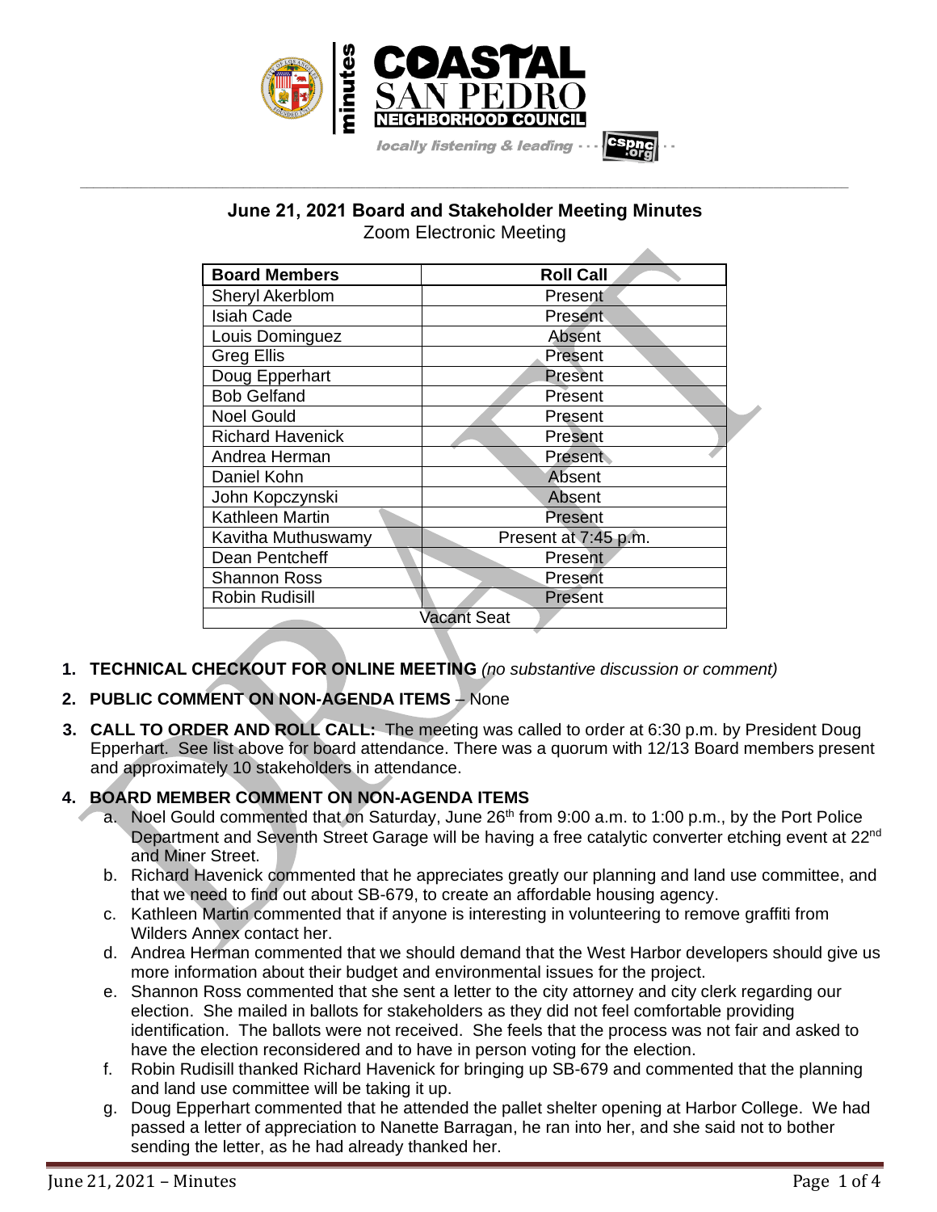## June 21, 2021 Board and Stakeholder Meeting Minutes

Zoom Electronic Meeting

| Board Members | Roll Call |
|---|---|
| Sheryl Akerblom | Present |
| Isiah Cade | Present |
| Louis Dominguez | Absent |
| Greg Ellis | Present |
| Doug Epperhart | Present |
| Bob Gelfand | Present |
| Noel Gould | Present |
| Richard Havenick | Present |
| Andrea Herman | Present |
| Daniel Kohn | Absent |
| John Kopczynski | Absent |
| Kathleen Martin | Present |
| Kavitha Muthuswamy | Present at 7:45 p.m. |
| Dean Pentcheff | Present |
| Shannon Ross | Present |
| Robin Rudisill | Present |
| Vacant Seat | |

1. **TECHNICAL CHECKOUT FOR ONLINE MEETING** *(no substantive discussion or comment)*
2. **PUBLIC COMMENT ON NON-AGENDA ITEMS** – None
3. **CALL TO ORDER AND ROLL CALL:** The meeting was called to order at 6:30 p.m. by President Doug Epperhart. See list above for board attendance. There was a quorum with 12/13 Board members present and approximately 10 stakeholders in attendance.
4. **BOARD MEMBER COMMENT ON NON-AGENDA ITEMS**
   a. Noel Gould commented that on Saturday, June 26th from 9:00 a.m. to 1:00 p.m., by the Port Police Department and Seventh Street Garage will be having a free catalytic converter etching event at 22nd and Miner Street.
   b. Richard Havenick commented that he appreciates greatly our planning and land use committee, and that we need to find out about SB-679, to create an affordable housing agency.
   c. Kathleen Martin commented that if anyone is interesting in volunteering to remove graffiti from Wilders Annex contact her.
   d. Andrea Herman commented that we should demand that the West Harbor developers should give us more information about their budget and environmental issues for the project.
   e. Shannon Ross commented that she sent a letter to the city attorney and city clerk regarding our election. She mailed in ballots for stakeholders as they did not feel comfortable providing identification. The ballots were not received. She feels that the process was not fair and asked to have the election reconsidered and to have in person voting for the election.
   f. Robin Rudisill thanked Richard Havenick for bringing up SB-679 and commented that the planning and land use committee will be taking it up.
   g. Doug Epperhart commented that he attended the pallet shelter opening at Harbor College. We had passed a letter of appreciation to Nanette Barragan, he ran into her, and she said not to bother sending the letter, as he had already thanked her.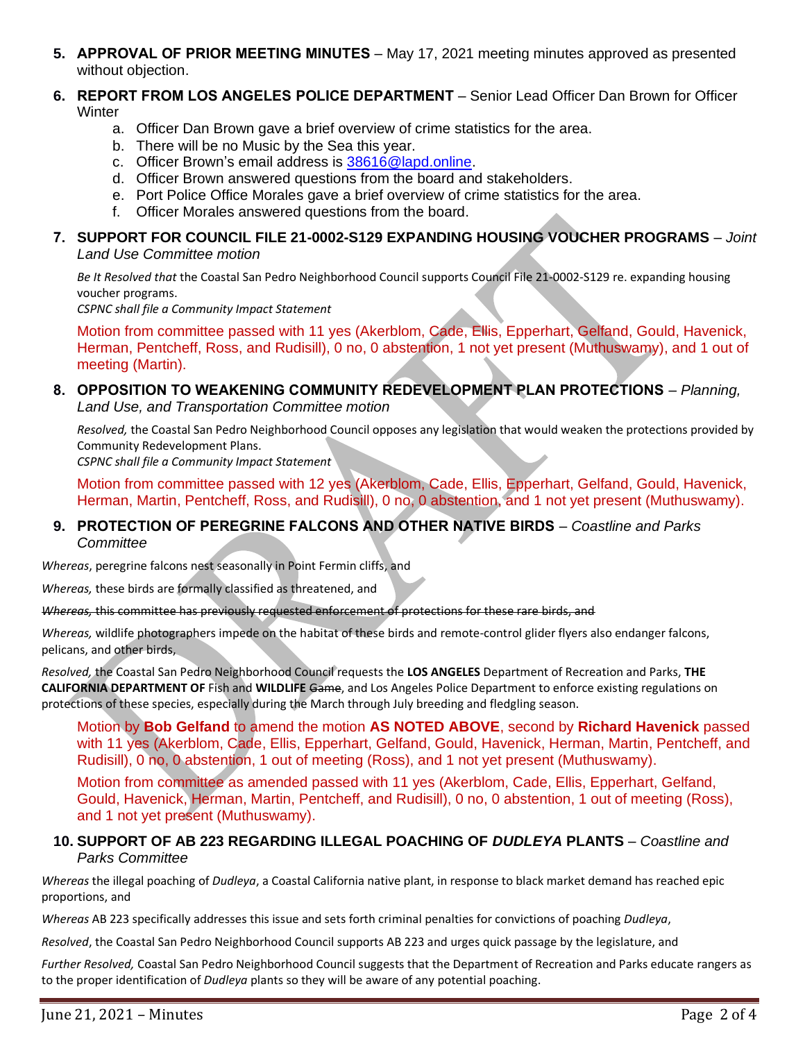5. **APPROVAL OF PRIOR MEETING MINUTES** – May 17, 2021 meeting minutes approved as presented without objection.

6. **REPORT FROM LOS ANGELES POLICE DEPARTMENT** – Senior Lead Officer Dan Brown for Officer Winter
   a. Officer Dan Brown gave a brief overview of crime statistics for the area.
   b. There will be no Music by the Sea this year.
   c. Officer Brown's email address is 38616@lapd.online.
   d. Officer Brown answered questions from the board and stakeholders.
   e. Port Police Office Morales gave a brief overview of crime statistics for the area.
   f. Officer Morales answered questions from the board.

7. **SUPPORT FOR COUNCIL FILE 21-0002-S129 EXPANDING HOUSING VOUCHER PROGRAMS** – *Joint Land Use Committee motion*

   *Be It Resolved that* the Coastal San Pedro Neighborhood Council supports Council File 21-0002-S129 re. expanding housing voucher programs.
   *CSPNC shall file a Community Impact Statement*

   Motion from committee passed with 11 yes (Akerblom, Cade, Ellis, Epperhart, Gelfand, Gould, Havenick, Herman, Pentcheff, Ross, and Rudisill), 0 no, 0 abstention, 1 not yet present (Muthuswamy), and 1 out of meeting (Martin).

8. **OPPOSITION TO WEAKENING COMMUNITY REDEVELOPMENT PLAN PROTECTIONS** – *Planning, Land Use, and Transportation Committee motion*

   *Resolved,* the Coastal San Pedro Neighborhood Council opposes any legislation that would weaken the protections provided by Community Redevelopment Plans.
   *CSPNC shall file a Community Impact Statement*

   Motion from committee passed with 12 yes (Akerblom, Cade, Ellis, Epperhart, Gelfand, Gould, Havenick, Herman, Martin, Pentcheff, Ross, and Rudisill), 0 no, 0 abstention, and 1 not yet present (Muthuswamy).

9. **PROTECTION OF PEREGRINE FALCONS AND OTHER NATIVE BIRDS** – *Coastline and Parks Committee*

*Whereas*, peregrine falcons nest seasonally in Point Fermin cliffs, and

*Whereas,* these birds are formally classified as threatened, and

~~*Whereas,* this committee has previously requested enforcement of protections for these rare birds, and~~

*Whereas,* wildlife photographers impede on the habitat of these birds and remote-control glider flyers also endanger falcons, pelicans, and other birds,

*Resolved,* the Coastal San Pedro Neighborhood Council requests the **LOS ANGELES** Department of Recreation and Parks, **THE CALIFORNIA DEPARTMENT OF** Fish and **WILDLIFE** ~~Game~~, and Los Angeles Police Department to enforce existing regulations on protections of these species, especially during the March through July breeding and fledgling season.

Motion by **Bob Gelfand** to amend the motion **AS NOTED ABOVE**, second by **Richard Havenick** passed with 11 yes (Akerblom, Cade, Ellis, Epperhart, Gelfand, Gould, Havenick, Herman, Martin, Pentcheff, and Rudisill), 0 no, 0 abstention, 1 out of meeting (Ross), and 1 not yet present (Muthuswamy).

Motion from committee as amended passed with 11 yes (Akerblom, Cade, Ellis, Epperhart, Gelfand, Gould, Havenick, Herman, Martin, Pentcheff, and Rudisill), 0 no, 0 abstention, 1 out of meeting (Ross), and 1 not yet present (Muthuswamy).

10. **SUPPORT OF AB 223 REGARDING ILLEGAL POACHING OF *DUDLEYA* PLANTS** – *Coastline and Parks Committee*

*Whereas* the illegal poaching of *Dudleya*, a Coastal California native plant, in response to black market demand has reached epic proportions, and

*Whereas* AB 223 specifically addresses this issue and sets forth criminal penalties for convictions of poaching *Dudleya*,

*Resolved*, the Coastal San Pedro Neighborhood Council supports AB 223 and urges quick passage by the legislature, and

*Further Resolved,* Coastal San Pedro Neighborhood Council suggests that the Department of Recreation and Parks educate rangers as to the proper identification of *Dudleya* plants so they will be aware of any potential poaching.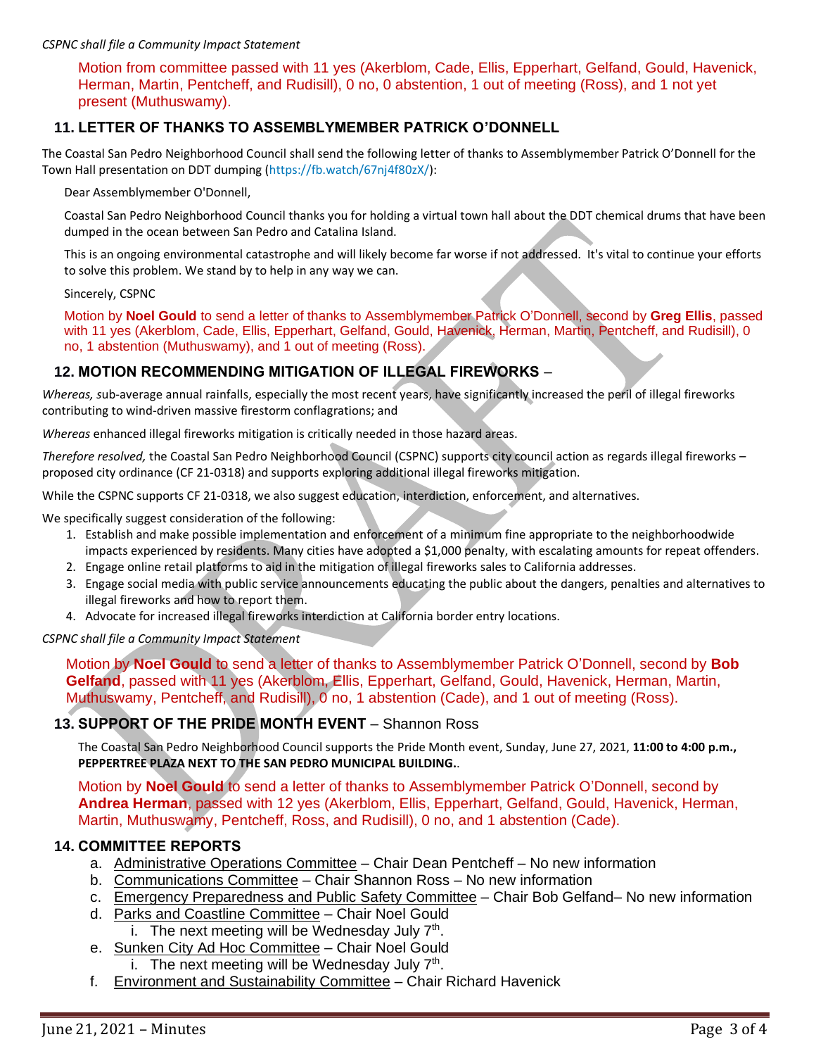*CSPNC shall file a Community Impact Statement*

Motion from committee passed with 11 yes (Akerblom, Cade, Ellis, Epperhart, Gelfand, Gould, Havenick, Herman, Martin, Pentcheff, and Rudisill), 0 no, 0 abstention, 1 out of meeting (Ross), and 1 not yet present (Muthuswamy).

## 11. LETTER OF THANKS TO ASSEMBLYMEMBER PATRICK O'DONNELL

The Coastal San Pedro Neighborhood Council shall send the following letter of thanks to Assemblymember Patrick O'Donnell for the Town Hall presentation on DDT dumping (https://fb.watch/67nj4f80zX/):

Dear Assemblymember O'Donnell,

Coastal San Pedro Neighborhood Council thanks you for holding a virtual town hall about the DDT chemical drums that have been dumped in the ocean between San Pedro and Catalina Island.

This is an ongoing environmental catastrophe and will likely become far worse if not addressed. It's vital to continue your efforts to solve this problem. We stand by to help in any way we can.

Sincerely, CSPNC

Motion by **Noel Gould** to send a letter of thanks to Assemblymember Patrick O'Donnell, second by **Greg Ellis**, passed with 11 yes (Akerblom, Cade, Ellis, Epperhart, Gelfand, Gould, Havenick, Herman, Martin, Pentcheff, and Rudisill), 0 no, 1 abstention (Muthuswamy), and 1 out of meeting (Ross).

## 12. MOTION RECOMMENDING MITIGATION OF ILLEGAL FIREWORKS –

*Whereas, s*ub-average annual rainfalls, especially the most recent years, have significantly increased the peril of illegal fireworks contributing to wind-driven massive firestorm conflagrations; and

*Whereas* enhanced illegal fireworks mitigation is critically needed in those hazard areas.

*Therefore resolved,* the Coastal San Pedro Neighborhood Council (CSPNC) supports city council action as regards illegal fireworks – proposed city ordinance (CF 21-0318) and supports exploring additional illegal fireworks mitigation.

While the CSPNC supports CF 21-0318, we also suggest education, interdiction, enforcement, and alternatives.

We specifically suggest consideration of the following:

1. Establish and make possible implementation and enforcement of a minimum fine appropriate to the neighborhoodwide impacts experienced by residents. Many cities have adopted a $1,000 penalty, with escalating amounts for repeat offenders.
2. Engage online retail platforms to aid in the mitigation of illegal fireworks sales to California addresses.
3. Engage social media with public service announcements educating the public about the dangers, penalties and alternatives to illegal fireworks and how to report them.
4. Advocate for increased illegal fireworks interdiction at California border entry locations.

*CSPNC shall file a Community Impact Statement*

Motion by **Noel Gould** to send a letter of thanks to Assemblymember Patrick O'Donnell, second by **Bob Gelfand**, passed with 11 yes (Akerblom, Ellis, Epperhart, Gelfand, Gould, Havenick, Herman, Martin, Muthuswamy, Pentcheff, and Rudisill), 0 no, 1 abstention (Cade), and 1 out of meeting (Ross).

## 13. SUPPORT OF THE PRIDE MONTH EVENT – Shannon Ross

The Coastal San Pedro Neighborhood Council supports the Pride Month event, Sunday, June 27, 2021, **11:00 to 4:00 p.m., PEPPERTREE PLAZA NEXT TO THE SAN PEDRO MUNICIPAL BUILDING.**.

Motion by **Noel Gould** to send a letter of thanks to Assemblymember Patrick O'Donnell, second by **Andrea Herman**, passed with 12 yes (Akerblom, Ellis, Epperhart, Gelfand, Gould, Havenick, Herman, Martin, Muthuswamy, Pentcheff, Ross, and Rudisill), 0 no, and 1 abstention (Cade).

## 14. COMMITTEE REPORTS

a. Administrative Operations Committee – Chair Dean Pentcheff – No new information
b. Communications Committee – Chair Shannon Ross – No new information
c. Emergency Preparedness and Public Safety Committee – Chair Bob Gelfand– No new information
d. Parks and Coastline Committee – Chair Noel Gould
   i. The next meeting will be Wednesday July 7th.
e. Sunken City Ad Hoc Committee – Chair Noel Gould
   i. The next meeting will be Wednesday July 7th.
f. Environment and Sustainability Committee – Chair Richard Havenick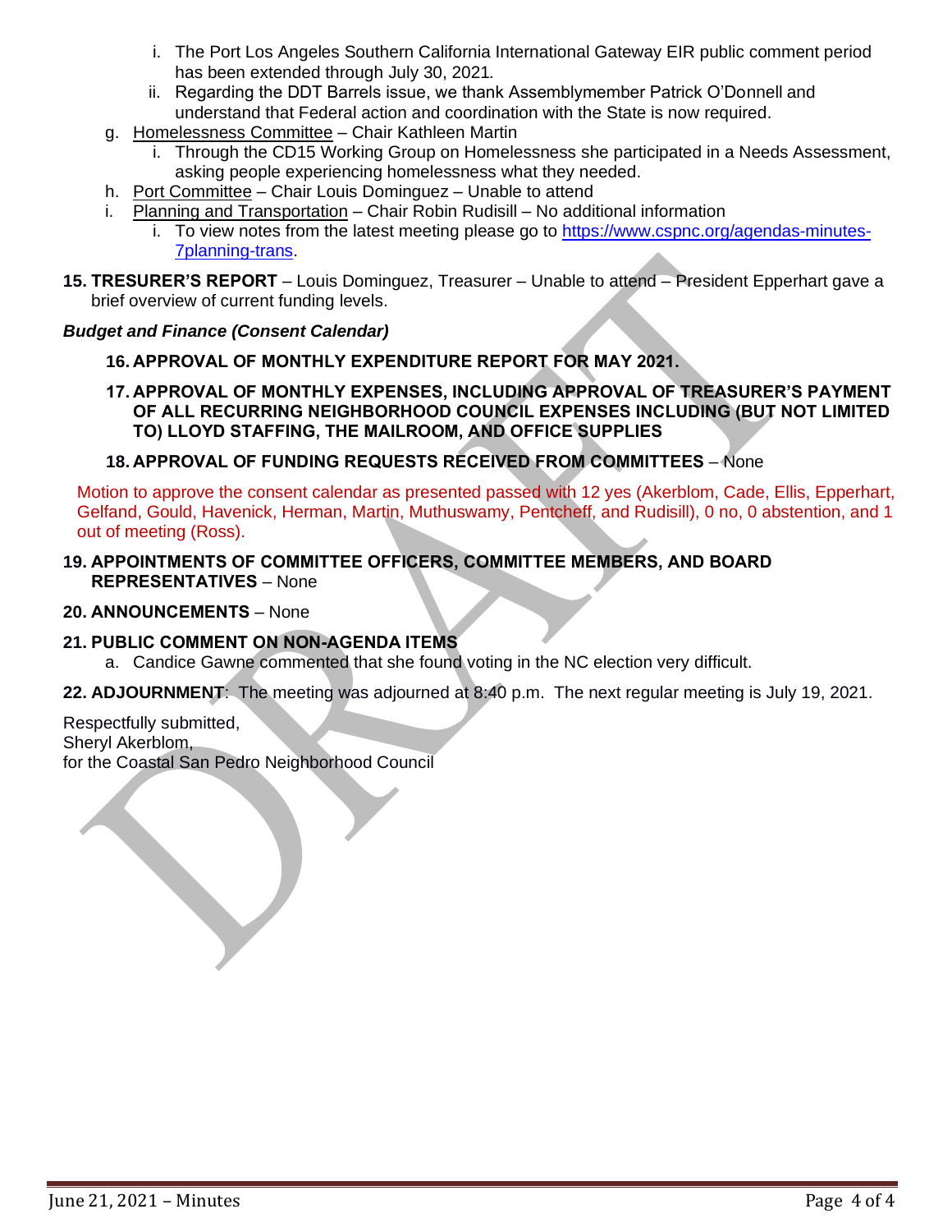i. The Port Los Angeles Southern California International Gateway EIR public comment period has been extended through July 30, 2021.
   ii. Regarding the DDT Barrels issue, we thank Assemblymember Patrick O'Donnell and understand that Federal action and coordination with the State is now required.

g. Homelessness Committee – Chair Kathleen Martin
   i. Through the CD15 Working Group on Homelessness she participated in a Needs Assessment, asking people experiencing homelessness what they needed.

h. Port Committee – Chair Louis Dominguez – Unable to attend

i. Planning and Transportation – Chair Robin Rudisill – No additional information
   i. To view notes from the latest meeting please go to [https://www.cspnc.org/agendas-minutes-7planning-trans](https://www.cspnc.org/agendas-minutes-7planning-trans).

**15. TRESURER'S REPORT** – Louis Dominguez, Treasurer – Unable to attend – President Epperhart gave a brief overview of current funding levels.

***Budget and Finance (Consent Calendar)***

**16. APPROVAL OF MONTHLY EXPENDITURE REPORT FOR MAY 2021.**

**17. APPROVAL OF MONTHLY EXPENSES, INCLUDING APPROVAL OF TREASURER'S PAYMENT OF ALL RECURRING NEIGHBORHOOD COUNCIL EXPENSES INCLUDING (BUT NOT LIMITED TO) LLOYD STAFFING, THE MAILROOM, AND OFFICE SUPPLIES**

**18. APPROVAL OF FUNDING REQUESTS RECEIVED FROM COMMITTEES** – None

Motion to approve the consent calendar as presented passed with 12 yes (Akerblom, Cade, Ellis, Epperhart, Gelfand, Gould, Havenick, Herman, Martin, Muthuswamy, Pentcheff, and Rudisill), 0 no, 0 abstention, and 1 out of meeting (Ross).

**19. APPOINTMENTS OF COMMITTEE OFFICERS, COMMITTEE MEMBERS, AND BOARD REPRESENTATIVES** – None

**20. ANNOUNCEMENTS** – None

**21. PUBLIC COMMENT ON NON-AGENDA ITEMS**
   a. Candice Gawne commented that she found voting in the NC election very difficult.

**22. ADJOURNMENT**: The meeting was adjourned at 8:40 p.m. The next regular meeting is July 19, 2021.

Respectfully submitted,
Sheryl Akerblom,
for the Coastal San Pedro Neighborhood Council